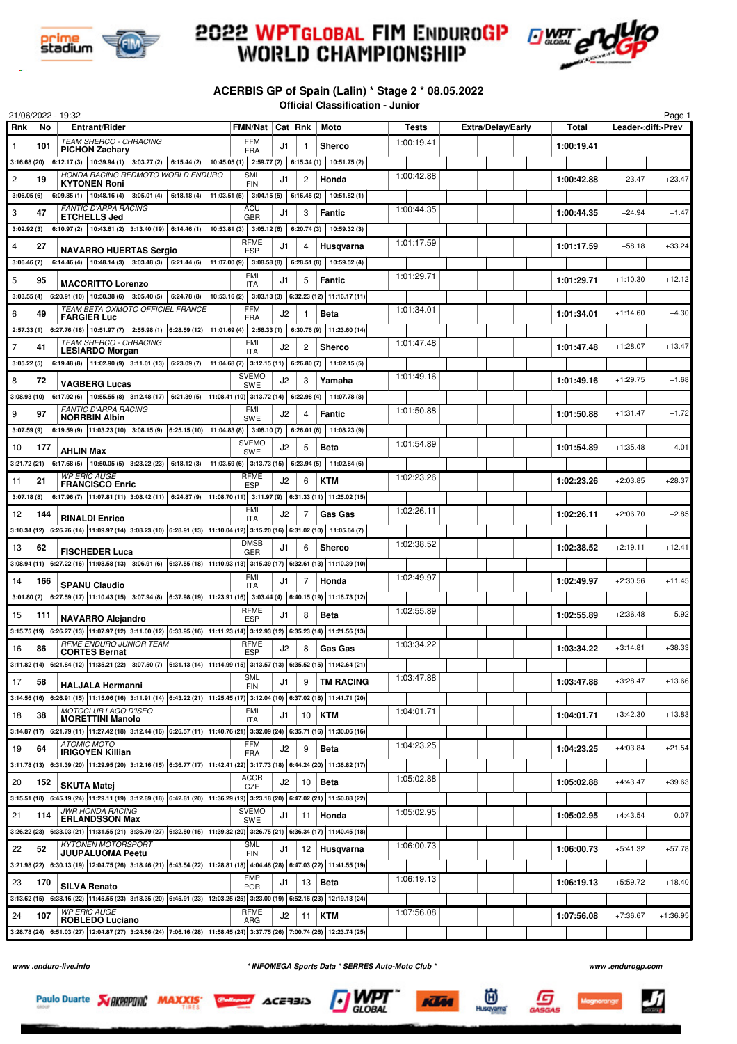# 2022 WPTGLOBAL FIM ENDUROGP WORLD CHAMPIONSHIP

## ACERBIS GP of Spain (Lalin) * Stage 2 * 08.05.2022

### Official Classification - Junior

21/06/2022 - 19:32

| Rnk | No | Entrant/Rider | FMN/Nat | Cat | Rnk | Moto | Tests | Extra/Delay/Early | Total | Leader<diff>Prev | |
|---|---|---|---|---|---|---|---|---|---|---|---|
| 1 | 101 | TEAM SHERCO - CHRACING<br>**PICHON Zachary** | FFM FRA | J1 | 1 | Sherco | 1:00:19.41 | | 1:00:19.41 | | |
| | | 3:16.68 (20) \| 6:12.17 (3) \| 10:39.94 (1) \| 3:03.27 (2) \| 6:15.44 (2) \| 10:45.05 (1) \| 2:59.77 (2) \| 6:15.34 (1) \| 10:51.75 (2) | | | | | | | | | |
| 2 | 19 | HONDA RACING REDMOTO WORLD ENDURO<br>**KYTONEN Roni** | SML FIN | J1 | 2 | Honda | 1:00:42.88 | | 1:00:42.88 | +23.47 | +23.47 |
| | | 3:06.05 (6) \| 6:09.85 (1) \| 10:48.16 (4) \| 3:05.01 (4) \| 6:18.18 (4) \| 11:03.51 (5) \| 3:04.15 (5) \| 6:16.45 (2) \| 10:51.52 (1) | | | | | | | | | |
| 3 | 47 | FANTIC D'ARPA RACING<br>**ETCHELLS Jed** | ACU GBR | J1 | 3 | Fantic | 1:00:44.35 | | 1:00:44.35 | +24.94 | +1.47 |
| | | 3:02.92 (3) \| 6:10.97 (2) \| 10:43.61 (2) \| 3:13.40 (19) \| 6:14.46 (1) \| 10:53.81 (3) \| 3:05.12 (6) \| 6:20.74 (3) \| 10:59.32 (3) | | | | | | | | | |
| 4 | 27 | **NAVARRO HUERTAS Sergio** | RFME ESP | J1 | 4 | Husqvarna | 1:01:17.59 | | 1:01:17.59 | +58.18 | +33.24 |
| | | 3:06.46 (7) \| 6:14.46 (4) \| 10:48.14 (3) \| 3:03.48 (3) \| 6:21.44 (6) \| 11:07.00 (9) \| 3:08.58 (8) \| 6:28.51 (8) \| 10:59.52 (4) | | | | | | | | | |
| 5 | 95 | **MACORITTO Lorenzo** | FMI ITA | J1 | 5 | Fantic | 1:01:29.71 | | 1:01:29.71 | +1:10.30 | +12.12 |
| | | 3:03.55 (4) \| 6:20.91 (10) \| 10:50.38 (6) \| 3:05.40 (5) \| 6:24.78 (8) \| 10:53.16 (2) \| 3:03.13 (3) \| 6:32.23 (12) \| 11:16.17 (11) | | | | | | | | | |
| 6 | 49 | TEAM BETA OXMOTO OFFICIEL FRANCE<br>**FARGIER Luc** | FFM FRA | J2 | 1 | Beta | 1:01:34.01 | | 1:01:34.01 | +1:14.60 | +4.30 |
| | | 2:57.33 (1) \| 6:27.76 (18) \| 10:51.97 (7) \| 2:55.98 (1) \| 6:28.59 (12) \| 11:01.69 (4) \| 2:56.33 (1) \| 6:30.76 (9) \| 11:23.60 (14) | | | | | | | | | |
| 7 | 41 | TEAM SHERCO - CHRACING<br>**LESIARDO Morgan** | FMI ITA | J2 | 2 | Sherco | 1:01:47.48 | | 1:01:47.48 | +1:28.07 | +13.47 |
| | | 3:05.22 (5) \| 6:19.48 (8) \| 11:02.90 (9) \| 3:11.01 (13) \| 6:23.09 (7) \| 11:04.68 (7) \| 3:12.15 (11) \| 6:26.80 (7) \| 11:02.15 (5) | | | | | | | | | |
| 8 | 72 | **VAGBERG Lucas** | SVEMO SWE | J2 | 3 | Yamaha | 1:01:49.16 | | 1:01:49.16 | +1:29.75 | +1.68 |
| | | 3:08.93 (10) \| 6:17.92 (6) \| 10:55.55 (8) \| 3:12.48 (17) \| 6:21.39 (5) \| 11:08.41 (10) \| 3:13.72 (14) \| 6:22.98 (4) \| 11:07.78 (8) | | | | | | | | | |
| 9 | 97 | FANTIC D'ARPA RACING<br>**NORRBIN Albin** | FMI SWE | J2 | 4 | Fantic | 1:01:50.88 | | 1:01:50.88 | +1:31.47 | +1.72 |
| | | 3:07.59 (9) \| 6:19.59 (9) \| 11:03.23 (10) \| 3:08.15 (9) \| 6:25.15 (10) \| 11:04.83 (8) \| 3:08.10 (7) \| 6:26.01 (6) \| 11:08.23 (9) | | | | | | | | | |
| 10 | 177 | **AHLIN Max** | SVEMO SWE | J2 | 5 | Beta | 1:01:54.89 | | 1:01:54.89 | +1:35.48 | +4.01 |
| | | 3:21.72 (21) \| 6:17.68 (5) \| 10:50.05 (5) \| 3:23.22 (23) \| 6:18.12 (3) \| 11:03.59 (6) \| 3:13.73 (15) \| 6:23.94 (5) \| 11:02.84 (6) | | | | | | | | | |
| 11 | 21 | WP ERIC AUGE<br>**FRANCISCO Enric** | RFME ESP | J2 | 6 | KTM | 1:02:23.26 | | 1:02:23.26 | +2:03.85 | +28.37 |
| | | 3:07.18 (8) \| 6:17.96 (7) \| 11:07.81 (11) \| 3:08.42 (11) \| 6:24.87 (9) \| 11:08.70 (11) \| 3:11.97 (9) \| 6:31.33 (11) \| 11:25.02 (15) | | | | | | | | | |
| 12 | 144 | **RINALDI Enrico** | FMI ITA | J2 | 7 | Gas Gas | 1:02:26.11 | | 1:02:26.11 | +2:06.70 | +2.85 |
| | | 3:10.34 (12) \| 6:26.76 (14) \| 11:09.97 (14) \| 3:08.23 (10) \| 6:28.91 (13) \| 11:10.04 (12) \| 3:15.20 (16) \| 6:31.02 (10) \| 11:05.64 (7) | | | | | | | | | |
| 13 | 62 | **FISCHEDER Luca** | DMSB GER | J1 | 6 | Sherco | 1:02:38.52 | | 1:02:38.52 | +2:19.11 | +12.41 |
| | | 3:08.94 (11) \| 6:27.22 (16) \| 11:08.58 (13) \| 3:06.91 (6) \| 6:37.55 (18) \| 11:10.93 (13) \| 3:15.39 (17) \| 6:32.61 (13) \| 11:10.39 (10) | | | | | | | | | |
| 14 | 166 | **SPANU Claudio** | FMI ITA | J1 | 7 | Honda | 1:02:49.97 | | 1:02:49.97 | +2:30.56 | +11.45 |
| | | 3:01.80 (2) \| 6:27.59 (17) \| 11:10.43 (15) \| 3:07.94 (8) \| 6:37.98 (19) \| 11:23.91 (16) \| 3:03.44 (4) \| 6:40.15 (19) \| 11:16.73 (12) | | | | | | | | | |
| 15 | 111 | **NAVARRO Alejandro** | RFME ESP | J1 | 8 | Beta | 1:02:55.89 | | 1:02:55.89 | +2:36.48 | +5.92 |
| | | 3:15.75 (19) \| 6:26.27 (13) \| 11:07.97 (12) \| 3:11.00 (12) \| 6:33.95 (16) \| 11:11.23 (14) \| 3:12.93 (12) \| 6:35.23 (14) \| 11:21.56 (13) | | | | | | | | | |
| 16 | 86 | RFME ENDURO JUNIOR TEAM<br>**CORTES Bernat** | RFME ESP | J2 | 8 | Gas Gas | 1:03:34.22 | | 1:03:34.22 | +3:14.81 | +38.33 |
| | | 3:11.82 (14) \| 6:21.84 (12) \| 11:35.21 (22) \| 3:07.50 (7) \| 6:31.13 (14) \| 11:14.99 (15) \| 3:13.57 (13) \| 6:35.52 (15) \| 11:42.64 (21) | | | | | | | | | |
| 17 | 58 | **HALJALA Hermanni** | SML FIN | J1 | 9 | TM RACING | 1:03:47.88 | | 1:03:47.88 | +3:28.47 | +13.66 |
| | | 3:14.56 (16) \| 6:26.91 (15) \| 11:15.06 (16) \| 3:11.91 (14) \| 6:43.22 (21) \| 11:25.45 (17) \| 3:12.04 (10) \| 6:37.02 (18) \| 11:41.71 (20) | | | | | | | | | |
| 18 | 38 | MOTOCLUB LAGO D'ISEO<br>**MORETTINI Manolo** | FMI ITA | J1 | 10 | KTM | 1:04:01.71 | | 1:04:01.71 | +3:42.30 | +13.83 |
| | | 3:14.87 (17) \| 6:21.79 (11) \| 11:27.42 (18) \| 3:12.44 (16) \| 6:26.57 (11) \| 11:40.76 (21) \| 3:32.09 (24) \| 6:35.71 (16) \| 11:30.06 (16) | | | | | | | | | |
| 19 | 64 | ATOMIC MOTO<br>**IRIGOYEN Killian** | FFM FRA | J2 | 9 | Beta | 1:04:23.25 | | 1:04:23.25 | +4:03.84 | +21.54 |
| | | 3:11.78 (13) \| 6:31.39 (20) \| 11:29.95 (20) \| 3:12.16 (15) \| 6:36.77 (17) \| 11:42.41 (22) \| 3:17.73 (18) \| 6:44.24 (20) \| 11:36.82 (17) | | | | | | | | | |
| 20 | 152 | **SKUTA Matej** | ACCR CZE | J2 | 10 | Beta | 1:05:02.88 | | 1:05:02.88 | +4:43.47 | +39.63 |
| | | 3:15.51 (18) \| 6:45.19 (24) \| 11:29.11 (19) \| 3:12.89 (18) \| 6:42.81 (20) \| 11:36.29 (19) \| 3:23.18 (20) \| 6:47.02 (21) \| 11:50.88 (22) | | | | | | | | | |
| 21 | 114 | JWR HONDA RACING<br>**ERLANDSSON Max** | SVEMO SWE | J1 | 11 | Honda | 1:05:02.95 | | 1:05:02.95 | +4:43.54 | +0.07 |
| | | 3:26.22 (23) \| 6:33.03 (21) \| 11:31.55 (21) \| 3:36.79 (27) \| 6:32.50 (15) \| 11:39.32 (20) \| 3:26.75 (21) \| 6:36.34 (17) \| 11:40.45 (18) | | | | | | | | | |
| 22 | 52 | KYTONEN MOTORSPORT<br>**JUUPALUOMA Peetu** | SML FIN | J1 | 12 | Husqvarna | 1:06:00.73 | | 1:06:00.73 | +5:41.32 | +57.78 |
| | | 3:21.98 (22) \| 6:30.13 (19) \| 12:04.75 (26) \| 3:18.46 (21) \| 6:43.54 (22) \| 11:28.81 (18) \| 4:04.48 (28) \| 6:47.03 (22) \| 11:41.55 (19) | | | | | | | | | |
| 23 | 170 | **SILVA Renato** | FMP POR | J1 | 13 | Beta | 1:06:19.13 | | 1:06:19.13 | +5:59.72 | +18.40 |
| | | 3:13.62 (15) \| 6:38.16 (22) \| 11:45.55 (23) \| 3:18.35 (20) \| 6:45.91 (23) \| 12:03.25 (25) \| 3:23.00 (19) \| 6:52.16 (23) \| 12:19.13 (24) | | | | | | | | | |
| 24 | 107 | WP ERIC AUGE<br>**ROBLEDO Luciano** | RFME ARG | J2 | 11 | KTM | 1:07:56.08 | | 1:07:56.08 | +7:36.67 | +1:36.95 |
| | | 3:28.78 (24) \| 6:51.03 (27) \| 12:04.87 (27) \| 3:24.56 (24) \| 7:06.16 (28) \| 11:58.45 (24) \| 3:37.75 (26) \| 7:00.74 (26) \| 12:23.74 (25) | | | | | | | | | |

www.enduro-live.info * INFOMEGA Sports Data * SERRES Auto-Moto Club * www.endurogp.com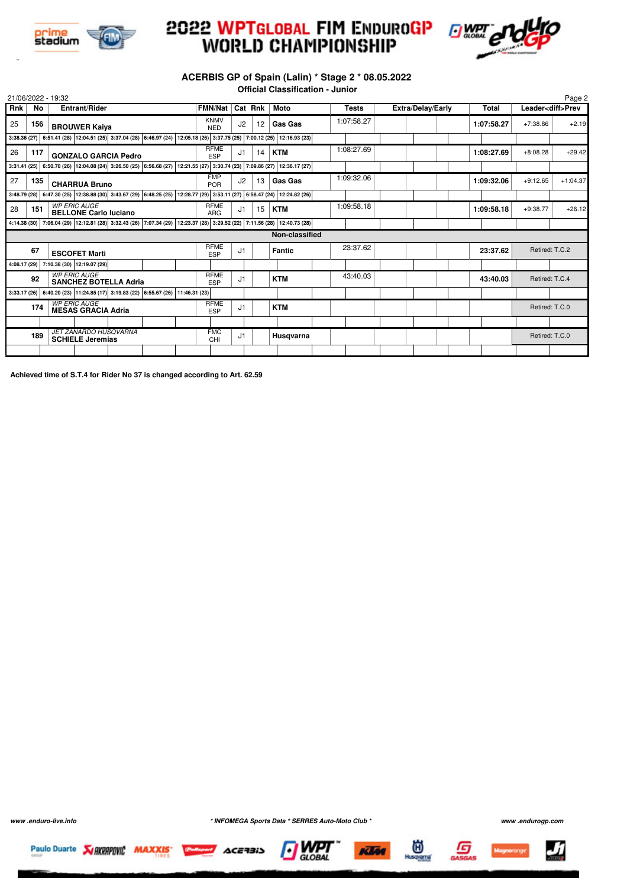# 2022 WPTGLOBAL FIM ENDUROGP WORLD CHAMPIONSHIP

## ACERBIS GP of Spain (Lalin) * Stage 2 * 08.05.2022

### Official Classification - Junior

21/06/2022 - 19:32

| Rnk | No | Entrant/Rider | FMN/Nat | Cat | Rnk | Moto | Tests | Extra/Delay/Early | Total | Leader<diff>Prev | |
|---|---|---|---|---|---|---|---|---|---|---|---|
| 25 | 156 | BROUWER Kaiya | KNMV NED | J2 | 12 | Gas Gas | 1:07:58.27 | | 1:07:58.27 | +7:38.86 | +2.19 |
| | | 3:38.36 (27) · 6:51.41 (28) · 12:04.51 (25) · 3:37.04 (28) · 6:46.97 (24) · 12:05.18 (26) · 3:37.75 (25) · 7:00.12 (25) · 12:16.93 (23) | | | | | | | | | |
| 26 | 117 | GONZALO GARCIA Pedro | RFME ESP | J1 | 14 | KTM | 1:08:27.69 | | 1:08:27.69 | +8:08.28 | +29.42 |
| | | 3:31.41 (25) · 6:50.70 (26) · 12:04.08 (24) · 3:26.50 (25) · 6:56.68 (27) · 12:21.55 (27) · 3:30.74 (23) · 7:09.86 (27) · 12:36.17 (27) | | | | | | | | | |
| 27 | 135 | CHARRUA Bruno | FMP POR | J2 | 13 | Gas Gas | 1:09:32.06 | | 1:09:32.06 | +9:12.65 | +1:04.37 |
| | | 3:48.79 (28) · 6:47.30 (25) · 12:38.88 (30) · 3:43.67 (29) · 6:48.25 (25) · 12:28.77 (29) · 3:53.11 (27) · 6:58.47 (24) · 12:24.82 (26) | | | | | | | | | |
| 28 | 151 | *WP ERIC AUGE* BELLONE Carlo luciano | RFME ARG | J1 | 15 | KTM | 1:09:58.18 | | 1:09:58.18 | +9:38.77 | +26.12 |
| | | 4:14.38 (30) · 7:06.04 (29) · 12:12.81 (28) · 3:32.43 (26) · 7:07.34 (29) · 12:23.37 (28) · 3:29.52 (22) · 7:11.56 (28) · 12:40.73 (28) | | | | | | | | | |
| **Non-classified** | | | | | | | | | | | |
| | 67 | ESCOFET Marti | RFME ESP | J1 | | Fantic | 23:37.62 | | 23:37.62 | Retired: T.C.2 | |
| | | 4:08.17 (29) · 7:10.38 (30) · 12:19.07 (29) | | | | | | | | | |
| | 92 | *WP ERIC AUGE* SANCHEZ BOTELLA Adria | RFME ESP | J1 | | KTM | 43:40.03 | | 43:40.03 | Retired: T.C.4 | |
| | | 3:33.17 (26) · 6:40.20 (23) · 11:24.85 (17) · 3:19.83 (22) · 6:55.67 (26) · 11:46.31 (23) | | | | | | | | | |
| | 174 | *WP ERIC AUGE* MESAS GRACIA Adria | RFME ESP | J1 | | KTM | | | | Retired: T.C.0 | |
| | 189 | *JET ZANARDO HUSQVARNA* SCHIELE Jeremias | FMC CHI | J1 | | Husqvarna | | | | Retired: T.C.0 | |

**Achieved time of S.T.4 for Rider No 37 is changed according to Art. 62.59**

*www .enduro-live.info* · *\* INFOMEGA Sports Data \* SERRES Auto-Moto Club \** · *www .endurogp.com*